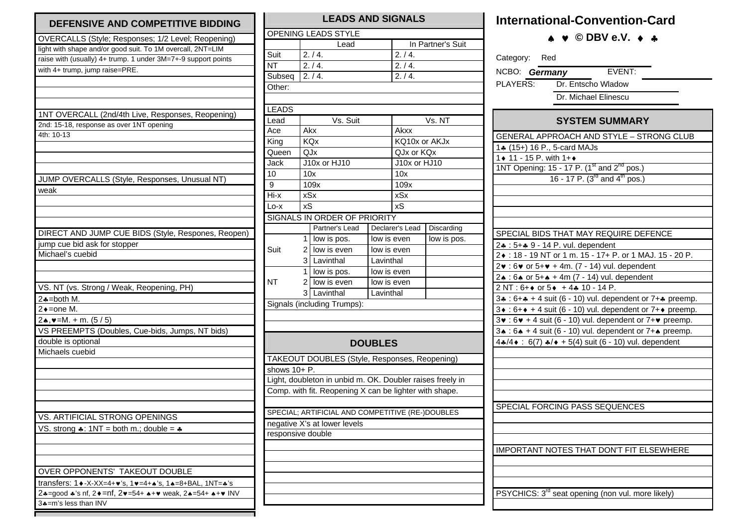## DEFENSIVE AND COMPETITIVE BIDDING

**OVERCALLS (Style; Responses; 1/2 Level; Reopening)**

light with shape and/or good suit. To 1M overcall, 2NT=LIM
raise with (usually) 4+ trump. 1 under 3M=7+-9 support points
with 4+ trump, jump raise=PRE.

**1NT OVERCALL (2nd/4th Live, Responses, Reopening)**

2nd: 15-18, response as over 1NT opening
4th: 10-13

**JUMP OVERCALLS (Style, Responses, Unusual NT)**

weak

**DIRECT AND JUMP CUE BIDS (Style, Respones, Reopen)**

jump cue bid ask for stopper
Michael's cuebid

**VS. NT (vs. Strong / Weak, Reopening, PH)**

2♣=both M.
2♦=one M.
2♠,♥=M. + m. (5 / 5)

**VS PREEMPTS (Doubles, Cue-bids, Jumps, NT bids)**

double is optional
Michaels cuebid

**VS. ARTIFICIAL STRONG OPENINGS**

VS. strong ♣: 1NT = both m.; double = ♣

**OVER OPPONENTS' TAKEOUT DOUBLE**

transfers: 1♦-X-XX=4+♥'s, 1♥=4+♠'s, 1♠=8+BAL, 1NT=♣'s
2♣=good ♣'s nf, 2♦=nf, 2♥=54+ ♠+♥ weak, 2♠=54+ ♠+♥ INV
3♣=m's less than INV

## LEADS AND SIGNALS

**OPENING LEADS STYLE**

| | Lead | In Partner's Suit |
|---|---|---|
| Suit | 2. / 4. | 2. / 4. |
| NT | 2. / 4. | 2. / 4. |
| Subseq | 2. / 4. | 2. / 4. |
| Other: | | |

**LEADS**

| Lead | Vs. Suit | Vs. NT |
|---|---|---|
| Ace | Akx | Akxx |
| King | KQx | KQ10x or AKJx |
| Queen | QJx | QJx or KQx |
| Jack | J10x or HJ10 | J10x or HJ10 |
| 10 | 10x | 10x |
| 9 | 109x | 109x |
| Hi-x | xSx | xSx |
| Lo-x | xS | xS |

**SIGNALS IN ORDER OF PRIORITY**

| | | Partner's Lead | Declarer's Lead | Discarding |
|---|---|---|---|---|
| Suit | 1 | low is pos. | low is even | low is pos. |
| | 2 | low is even | low is even | |
| | 3 | Lavinthal | Lavinthal | |
| NT | 1 | low is pos. | low is even | |
| | 2 | low is even | low is even | |
| | 3 | Lavinthal | Lavinthal | |

Signals (including Trumps):

## DOUBLES

**TAKEOUT DOUBLES (Style, Responses, Reopening)**

shows 10+ P.
Light, doubleton in unbid m. OK. Doubler raises freely in
Comp. with fit. Reopening X can be lighter with shape.

**SPECIAL; ARTIFICIAL AND COMPETITIVE (RE-)DOUBLES**

negative X's at lower levels
responsive double

# International-Convention-Card

♠ ♥ © DBV e.V. ♦ ♣

Category: Red

NCBO: *Germany* EVENT:

PLAYERS: Dr. Entscho Wladow
Dr. Michael Elinescu

## SYSTEM SUMMARY

**GENERAL APPROACH AND STYLE – STRONG CLUB**

1♣ (15+) 16 P., 5-card MAJs
1♦ 11 - 15 P. with 1+♦
1NT Opening: 15 - 17 P. (1st and 2nd pos.)
16 - 17 P. (3rd and 4th pos.)

**SPECIAL BIDS THAT MAY REQUIRE DEFENCE**

2♣ : 5+♣ 9 - 14 P. vul. dependent
2♦ : 18 - 19 NT or 1 m. 15 - 17+ P. or 1 MAJ. 15 - 20 P.
2♥ : 6♥ or 5+♥ + 4m. (7 - 14) vul. dependent
2♠ : 6♠ or 5+♠ + 4m (7 - 14) vul. dependent
2 NT : 6+♦ or 5♦ + 4♣ 10 - 14 P.
3♣ : 6+♣ + 4 suit (6 - 10) vul. dependent or 7+♣ preemp.
3♦ : 6+♦ + 4 suit (6 - 10) vul. dependent or 7+♦ preemp.
3♥ : 6♥ + 4 suit (6 - 10) vul. dependent or 7+♥ preemp.
3♠ : 6♠ + 4 suit (6 - 10) vul. dependent or 7+♠ preemp.
4♣/4♦ : 6(7) ♣/♦ + 5(4) suit (6 - 10) vul. dependent

**SPECIAL FORCING PASS SEQUENCES**

**IMPORTANT NOTES THAT DON'T FIT ELSEWHERE**

PSYCHICS: 3rd seat opening (non vul. more likely)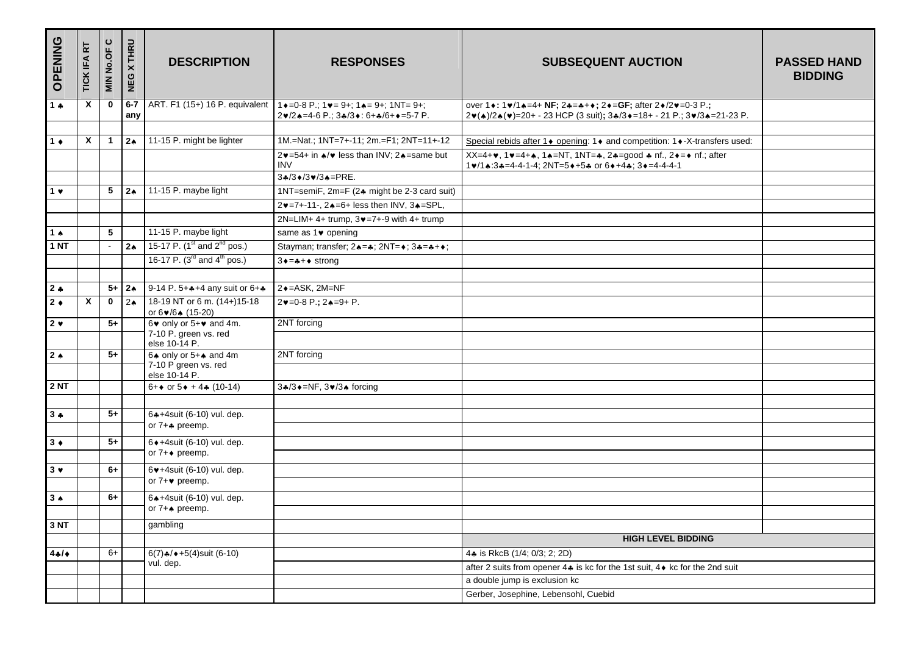| OPENING | TICK IFA RT | MIN No.OF C | NEG X THRU | DESCRIPTION | RESPONSES | SUBSEQUENT AUCTION | PASSED HAND BIDDING |
|---|---|---|---|---|---|---|---|
| 1 ♣ | X | 0 | 6-7 any | ART. F1 (15+) 16 P. equivalent | 1♦=0-8 P.; 1♥= 9+; 1♠= 9+; 1NT= 9+; 2♥/2♠=4-6 P.; 3♣/3♦: 6+♣/6+♦=5-7 P. | over 1♦: 1♥/1♠=4+ **NF;** 2♣=♣+♦**;** 2♦=**GF;** after 2♦/2♥=0-3 P.**;** 2♥(♠)/2♠(♥)=20+ - 23 HCP (3 suit)**;** 3♣/3♦=18+ - 21 P.; 3♥/3♠=21-23 P. | |
| | | | | | | | |
| 1 ♦ | X | 1 | 2♠ | 11-15 P. might be lighter | 1M.=Nat.; 1NT=7+-11; 2m.=F1; 2NT=11+-12 | Special rebids after 1♦ opening: 1♦ and competition: 1♦-X-transfers used: | |
| | | | | | 2♥=54+ in ♠/♥ less than INV; 2♠=same but INV | XX=4+♥, 1♥=4+♠, 1♠=NT, 1NT=♣, 2♣=good ♣ nf., 2♦=♦ nf.; after 1♥/1♠:3♣=4-4-1-4; 2NT=5♦+5♣ or 6♦+4♣; 3♦=4-4-4-1 | |
| | | | | | 3♣/3♦/3♥/3♠=PRE. | | |
| 1 ♥ | | 5 | 2♠ | 11-15 P. maybe light | 1NT=semiF, 2m=F (2♣ might be 2-3 card suit) | | |
| | | | | | 2♥=7+-11-, 2♠=6+ less then INV, 3♠=SPL, | | |
| | | | | | 2N=LIM+ 4+ trump, 3♥=7+-9 with 4+ trump | | |
| 1 ♠ | | 5 | | 11-15 P. maybe light | same as 1♥ opening | | |
| 1 NT | | - | 2♠ | 15-17 P. (1st and 2nd pos.) | Stayman; transfer; 2♠=♣; 2NT=♦; 3♣=♣+♦; | | |
| | | | | 16-17 P. (3rd and 4th pos.) | 3♦=♣+♦ strong | | |
| | | | | | | | |
| 2 ♣ | | 5+ | 2♠ | 9-14 P. 5+♣+4 any suit or 6+♣ | 2♦=ASK, 2M=NF | | |
| 2 ♦ | X | 0 | 2♠ | 18-19 NT or 6 m. (14+)15-18 or 6♥/6♠ (15-20) | 2♥=0-8 P.**;** 2♠=9+ P. | | |
| 2 ♥ | | 5+ | | 6♥ only or 5+♥ and 4m. | 2NT forcing | | |
| | | | | 7-10 P. green vs. red else 10-14 P. | | | |
| 2 ♠ | | 5+ | | 6♠ only or 5+♠ and 4m | 2NT forcing | | |
| | | | | 7-10 P green vs. red else 10-14 P. | | | |
| 2 NT | | | | 6+♦ or 5♦ + 4♣ (10-14) | 3♣/3♦=NF, 3♥/3♠ forcing | | |
| | | | | | | | |
| 3 ♣ | | 5+ | | 6♣+4suit (6-10) vul. dep. | | | |
| | | | | or 7+♣ preemp. | | | |
| 3 ♦ | | 5+ | | 6♦+4suit (6-10) vul. dep. | | | |
| | | | | or 7+♦ preemp. | | | |
| 3 ♥ | | 6+ | | 6♥+4suit (6-10) vul. dep. | | | |
| | | | | or 7+♥ preemp. | | | |
| 3 ♠ | | 6+ | | 6♠+4suit (6-10) vul. dep. | | | |
| | | | | or 7+♠ preemp. | | | |
| 3 NT | | | | gambling | | | |
| | | | | | | **HIGH LEVEL BIDDING** | |
| 4♣/♦ | | 6+ | | 6(7)♣/♦+5(4)suit (6-10) | | 4♣ is RkcB (1/4; 0/3; 2; 2D) | |
| | | | | vul. dep. | | after 2 suits from opener 4♣ is kc for the 1st suit, 4♦ kc for the 2nd suit | |
| | | | | | | a double jump is exclusion kc | |
| | | | | | | Gerber, Josephine, Lebensohl, Cuebid | |